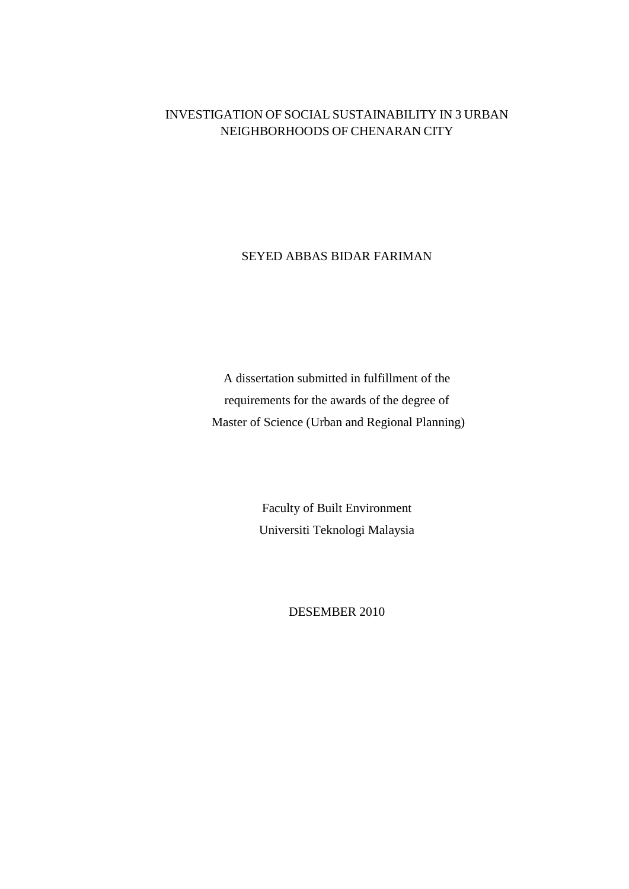# INVESTIGATION OF SOCIAL SUSTAINABILITY IN 3 URBAN NEIGHBORHOODS OF CHENARAN CITY

SEYED ABBAS BIDAR FARIMAN

A dissertation submitted in fulfillment of the
requirements for the awards of the degree of
Master of Science (Urban and Regional Planning)

Faculty of Built Environment
Universiti Teknologi Malaysia

DESEMBER 2010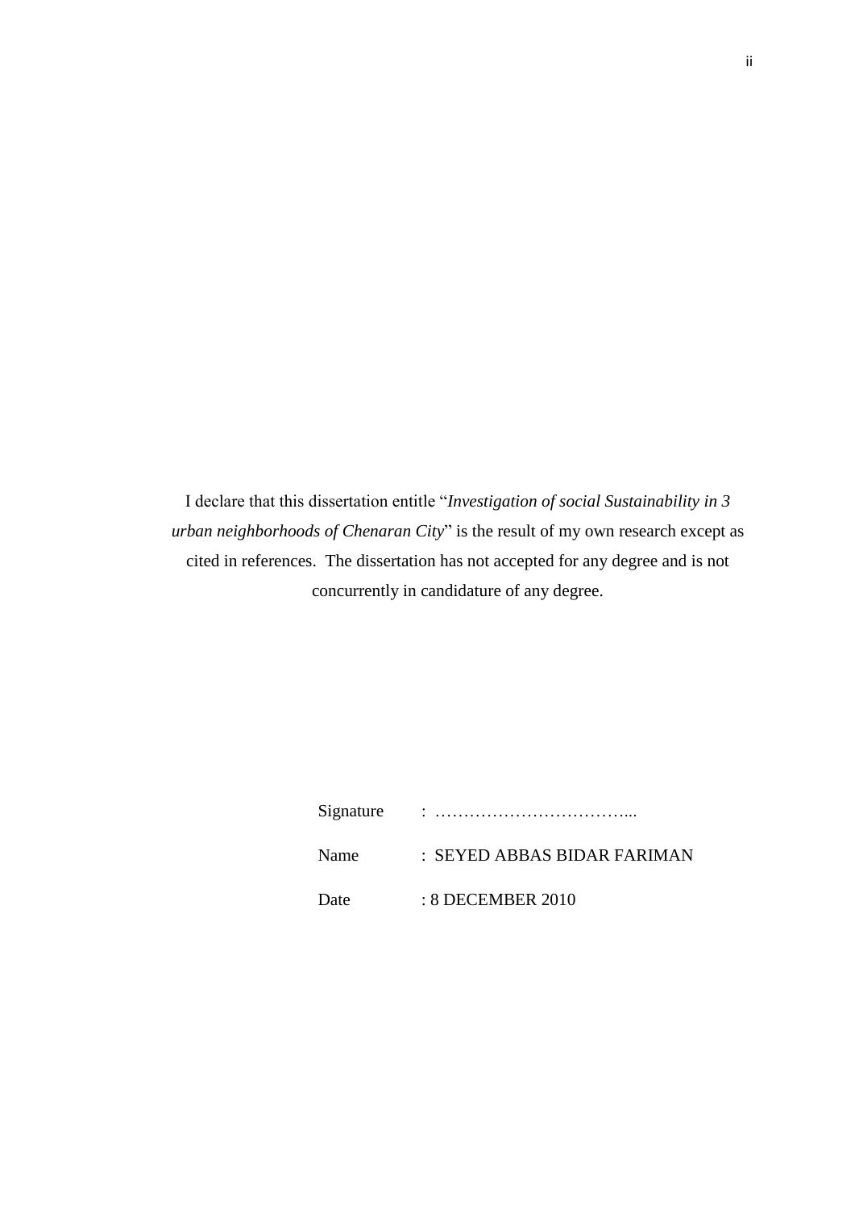I declare that this dissertation entitle "*Investigation of social Sustainability in 3 urban neighborhoods of Chenaran City*" is the result of my own research except as cited in references. The dissertation has not accepted for any degree and is not concurrently in candidature of any degree.

Signature : ……………………………...

Name : SEYED ABBAS BIDAR FARIMAN

Date : 8 DECEMBER 2010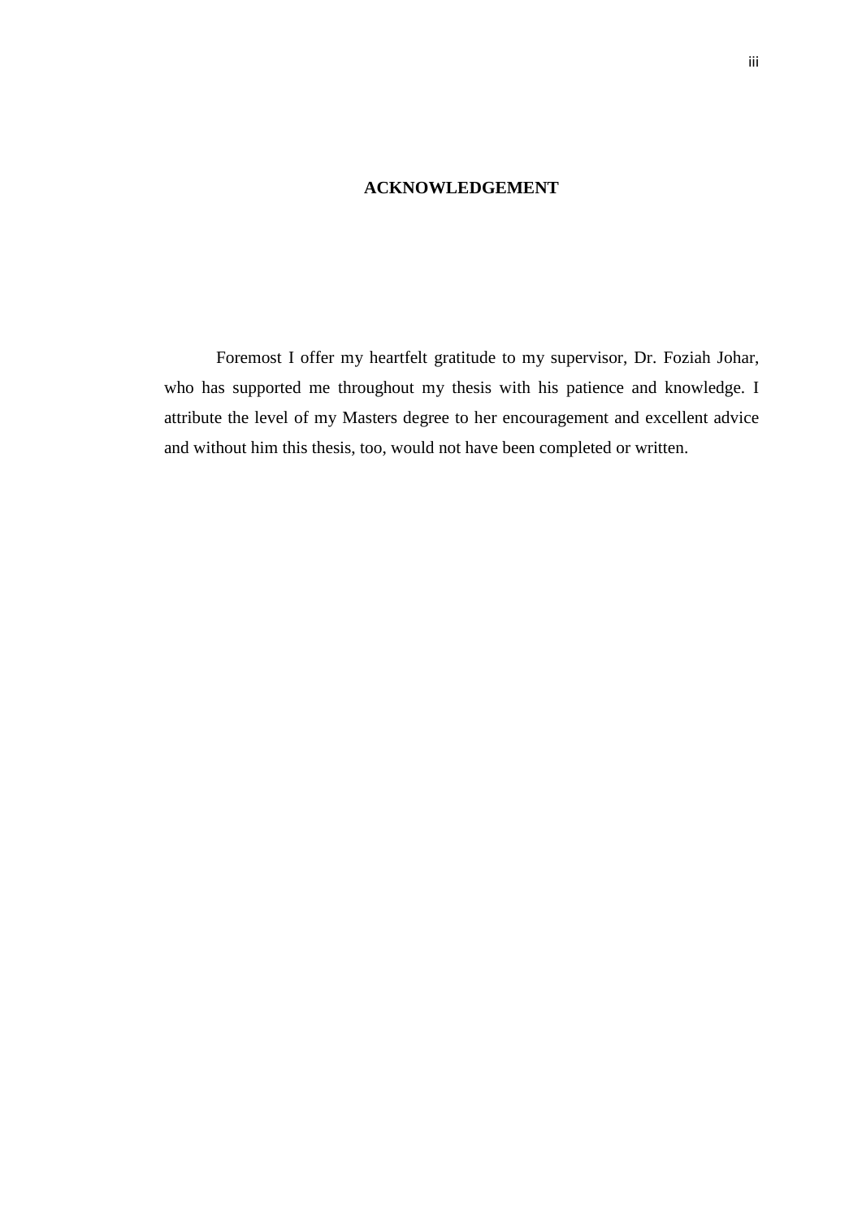# ACKNOWLEDGEMENT

Foremost I offer my heartfelt gratitude to my supervisor, Dr. Foziah Johar, who has supported me throughout my thesis with his patience and knowledge. I attribute the level of my Masters degree to her encouragement and excellent advice and without him this thesis, too, would not have been completed or written.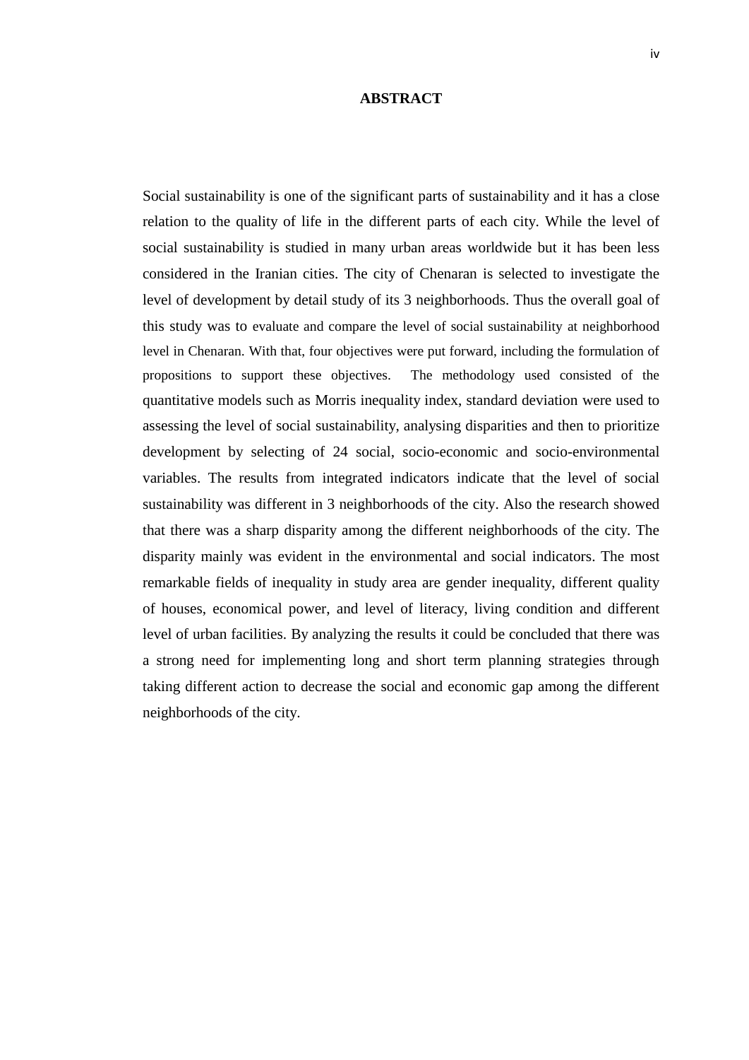# ABSTRACT

Social sustainability is one of the significant parts of sustainability and it has a close relation to the quality of life in the different parts of each city. While the level of social sustainability is studied in many urban areas worldwide but it has been less considered in the Iranian cities. The city of Chenaran is selected to investigate the level of development by detail study of its 3 neighborhoods. Thus the overall goal of this study was to evaluate and compare the level of social sustainability at neighborhood level in Chenaran. With that, four objectives were put forward, including the formulation of propositions to support these objectives. The methodology used consisted of the quantitative models such as Morris inequality index, standard deviation were used to assessing the level of social sustainability, analysing disparities and then to prioritize development by selecting of 24 social, socio-economic and socio-environmental variables. The results from integrated indicators indicate that the level of social sustainability was different in 3 neighborhoods of the city. Also the research showed that there was a sharp disparity among the different neighborhoods of the city. The disparity mainly was evident in the environmental and social indicators. The most remarkable fields of inequality in study area are gender inequality, different quality of houses, economical power, and level of literacy, living condition and different level of urban facilities. By analyzing the results it could be concluded that there was a strong need for implementing long and short term planning strategies through taking different action to decrease the social and economic gap among the different neighborhoods of the city.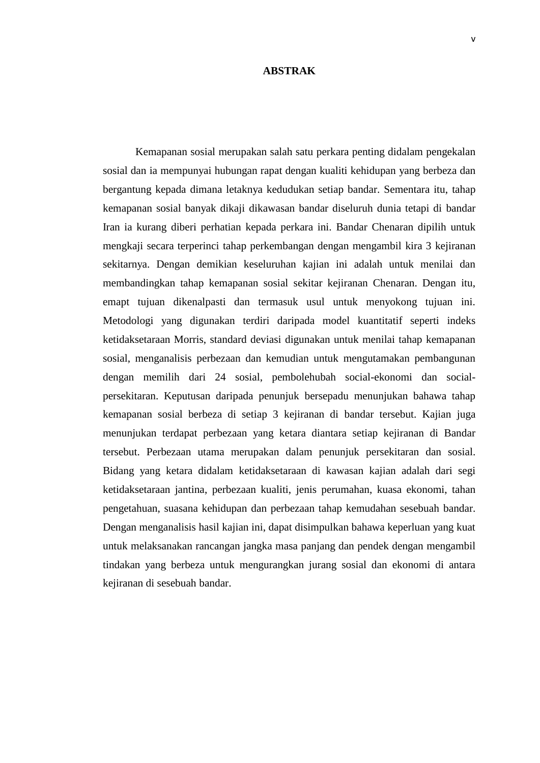# ABSTRAK

Kemapanan sosial merupakan salah satu perkara penting didalam pengekalan sosial dan ia mempunyai hubungan rapat dengan kualiti kehidupan yang berbeza dan bergantung kepada dimana letaknya kedudukan setiap bandar. Sementara itu, tahap kemapanan sosial banyak dikaji dikawasan bandar diseluruh dunia tetapi di bandar Iran ia kurang diberi perhatian kepada perkara ini. Bandar Chenaran dipilih untuk mengkaji secara terperinci tahap perkembangan dengan mengambil kira 3 kejiranan sekitarnya. Dengan demikian keseluruhan kajian ini adalah untuk menilai dan membandingkan tahap kemapanan sosial sekitar kejiranan Chenaran. Dengan itu, emapt tujuan dikenalpasti dan termasuk usul untuk menyokong tujuan ini. Metodologi yang digunakan terdiri daripada model kuantitatif seperti indeks ketidaksetaraan Morris, standard deviasi digunakan untuk menilai tahap kemapanan sosial, menganalisis perbezaan dan kemudian untuk mengutamakan pembangunan dengan memilih dari 24 sosial, pembolehubah social-ekonomi dan social-persekitaran. Keputusan daripada penunjuk bersepadu menunjukan bahawa tahap kemapanan sosial berbeza di setiap 3 kejiranan di bandar tersebut. Kajian juga menunjukan terdapat perbezaan yang ketara diantara setiap kejiranan di Bandar tersebut. Perbezaan utama merupakan dalam penunjuk persekitaran dan sosial. Bidang yang ketara didalam ketidaksetaraan di kawasan kajian adalah dari segi ketidaksetaraan jantina, perbezaan kualiti, jenis perumahan, kuasa ekonomi, tahan pengetahuan, suasana kehidupan dan perbezaan tahap kemudahan sesebuah bandar. Dengan menganalisis hasil kajian ini, dapat disimpulkan bahawa keperluan yang kuat untuk melaksanakan rancangan jangka masa panjang dan pendek dengan mengambil tindakan yang berbeza untuk mengurangkan jurang sosial dan ekonomi di antara kejiranan di sesebuah bandar.